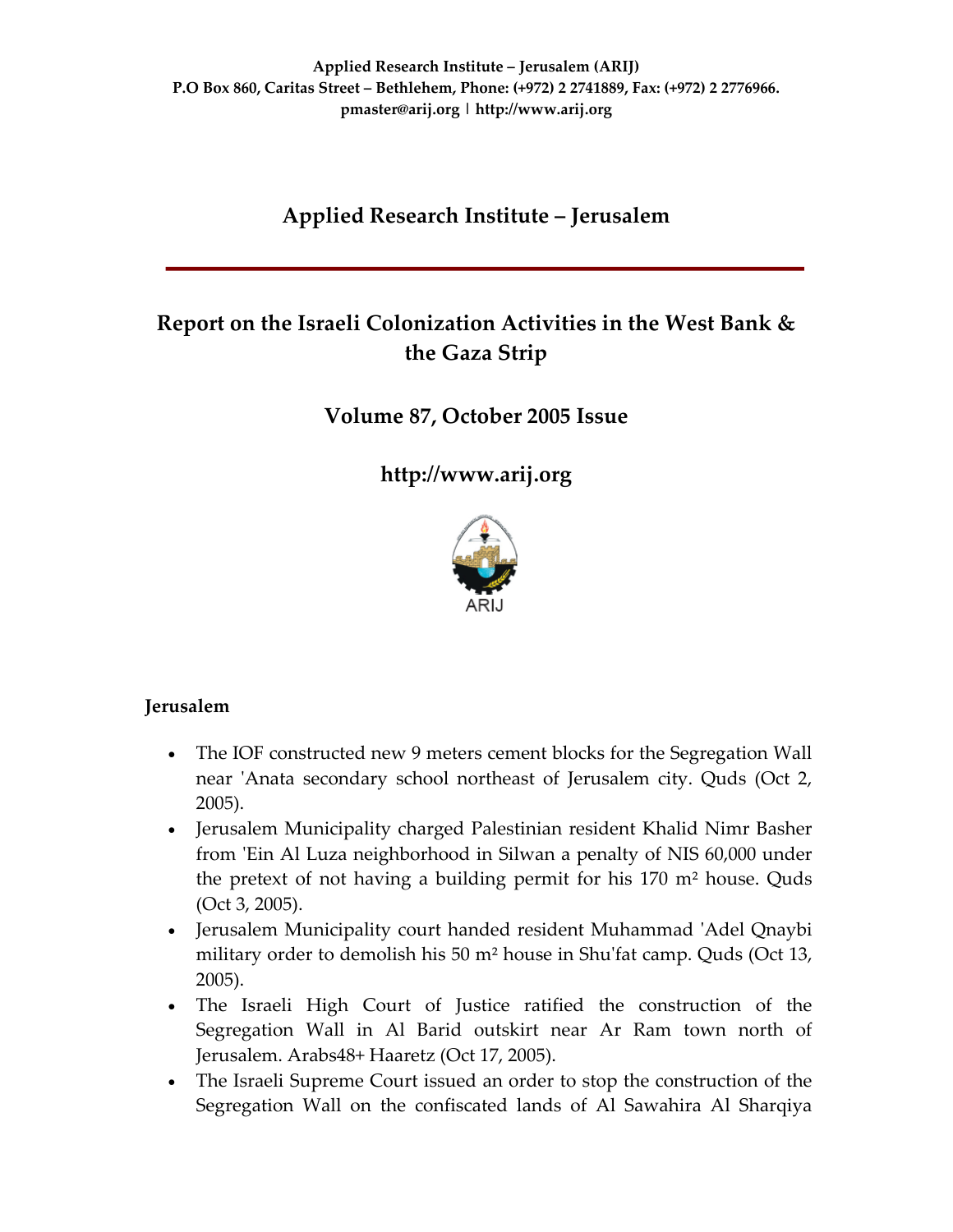**Applied Research Institute – Jerusalem (ARIJ)**
**P.O Box 860, Caritas Street – Bethlehem, Phone: (+972) 2 2741889, Fax: (+972) 2 2776966.**
**pmaster@arij.org | http://www.arij.org**

# Applied Research Institute – Jerusalem

## Report on the Israeli Colonization Activities in the West Bank & the Gaza Strip

## Volume 87, October 2005 Issue

## http://www.arij.org

ARIJ

### Jerusalem

- The IOF constructed new 9 meters cement blocks for the Segregation Wall near 'Anata secondary school northeast of Jerusalem city. Quds (Oct 2, 2005).
- Jerusalem Municipality charged Palestinian resident Khalid Nimr Basher from 'Ein Al Luza neighborhood in Silwan a penalty of NIS 60,000 under the pretext of not having a building permit for his 170 m² house. Quds (Oct 3, 2005).
- Jerusalem Municipality court handed resident Muhammad 'Adel Qnaybi military order to demolish his 50 m² house in Shu'fat camp. Quds (Oct 13, 2005).
- The Israeli High Court of Justice ratified the construction of the Segregation Wall in Al Barid outskirt near Ar Ram town north of Jerusalem. Arabs48+ Haaretz (Oct 17, 2005).
- The Israeli Supreme Court issued an order to stop the construction of the Segregation Wall on the confiscated lands of Al Sawahira Al Sharqiya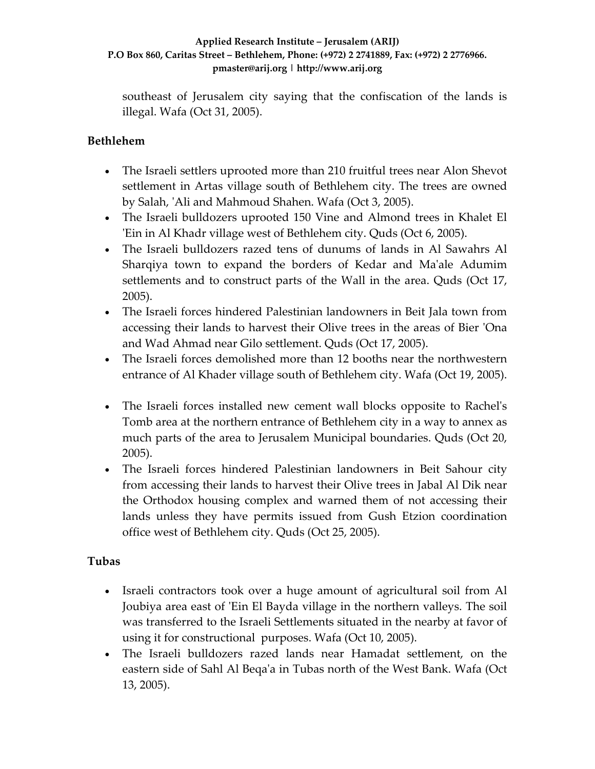southeast of Jerusalem city saying that the confiscation of the lands is illegal. Wafa (Oct 31, 2005).

## Bethlehem

- The Israeli settlers uprooted more than 210 fruitful trees near Alon Shevot settlement in Artas village south of Bethlehem city. The trees are owned by Salah, 'Ali and Mahmoud Shahen. Wafa (Oct 3, 2005).
- The Israeli bulldozers uprooted 150 Vine and Almond trees in Khalet El 'Ein in Al Khadr village west of Bethlehem city. Quds (Oct 6, 2005).
- The Israeli bulldozers razed tens of dunums of lands in Al Sawahrs Al Sharqiya town to expand the borders of Kedar and Ma'ale Adumim settlements and to construct parts of the Wall in the area. Quds (Oct 17, 2005).
- The Israeli forces hindered Palestinian landowners in Beit Jala town from accessing their lands to harvest their Olive trees in the areas of Bier 'Ona and Wad Ahmad near Gilo settlement. Quds (Oct 17, 2005).
- The Israeli forces demolished more than 12 booths near the northwestern entrance of Al Khader village south of Bethlehem city. Wafa (Oct 19, 2005).
- The Israeli forces installed new cement wall blocks opposite to Rachel's Tomb area at the northern entrance of Bethlehem city in a way to annex as much parts of the area to Jerusalem Municipal boundaries. Quds (Oct 20, 2005).
- The Israeli forces hindered Palestinian landowners in Beit Sahour city from accessing their lands to harvest their Olive trees in Jabal Al Dik near the Orthodox housing complex and warned them of not accessing their lands unless they have permits issued from Gush Etzion coordination office west of Bethlehem city. Quds (Oct 25, 2005).

## Tubas

- Israeli contractors took over a huge amount of agricultural soil from Al Joubiya area east of 'Ein El Bayda village in the northern valleys. The soil was transferred to the Israeli Settlements situated in the nearby at favor of using it for constructional purposes. Wafa (Oct 10, 2005).
- The Israeli bulldozers razed lands near Hamadat settlement, on the eastern side of Sahl Al Beqa'a in Tubas north of the West Bank. Wafa (Oct 13, 2005).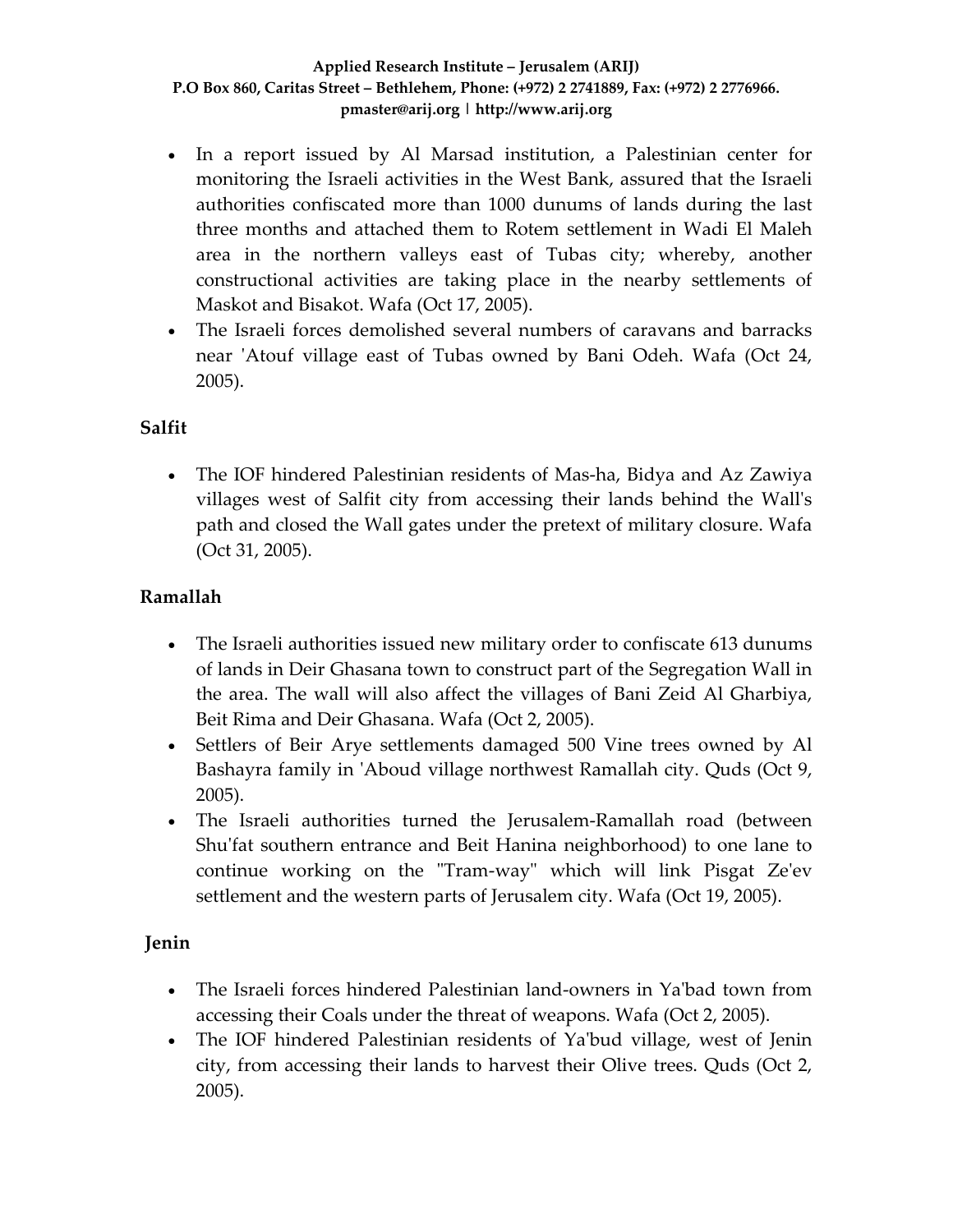- In a report issued by Al Marsad institution, a Palestinian center for monitoring the Israeli activities in the West Bank, assured that the Israeli authorities confiscated more than 1000 dunums of lands during the last three months and attached them to Rotem settlement in Wadi El Maleh area in the northern valleys east of Tubas city; whereby, another constructional activities are taking place in the nearby settlements of Maskot and Bisakot. Wafa (Oct 17, 2005).
- The Israeli forces demolished several numbers of caravans and barracks near 'Atouf village east of Tubas owned by Bani Odeh. Wafa (Oct 24, 2005).

### Salfit

- The IOF hindered Palestinian residents of Mas-ha, Bidya and Az Zawiya villages west of Salfit city from accessing their lands behind the Wall's path and closed the Wall gates under the pretext of military closure. Wafa (Oct 31, 2005).

### Ramallah

- The Israeli authorities issued new military order to confiscate 613 dunums of lands in Deir Ghasana town to construct part of the Segregation Wall in the area. The wall will also affect the villages of Bani Zeid Al Gharbiya, Beit Rima and Deir Ghasana. Wafa (Oct 2, 2005).
- Settlers of Beir Arye settlements damaged 500 Vine trees owned by Al Bashayra family in 'Aboud village northwest Ramallah city. Quds (Oct 9, 2005).
- The Israeli authorities turned the Jerusalem-Ramallah road (between Shu'fat southern entrance and Beit Hanina neighborhood) to one lane to continue working on the "Tram-way" which will link Pisgat Ze'ev settlement and the western parts of Jerusalem city. Wafa (Oct 19, 2005).

### Jenin

- The Israeli forces hindered Palestinian land-owners in Ya'bad town from accessing their Coals under the threat of weapons. Wafa (Oct 2, 2005).
- The IOF hindered Palestinian residents of Ya'bud village, west of Jenin city, from accessing their lands to harvest their Olive trees. Quds (Oct 2, 2005).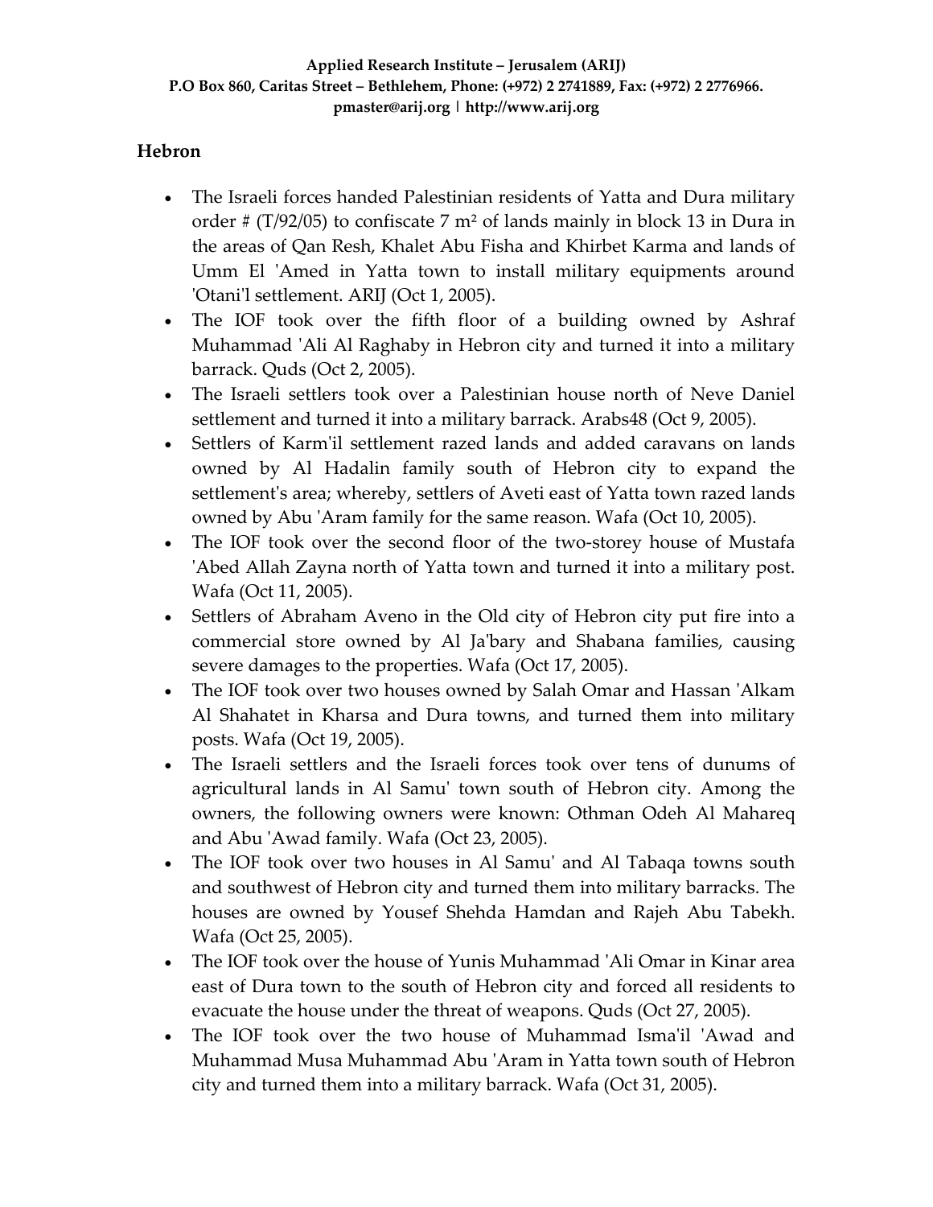## Hebron

- The Israeli forces handed Palestinian residents of Yatta and Dura military order # (T/92/05) to confiscate 7 $m^2$ of lands mainly in block 13 in Dura in the areas of Qan Resh, Khalet Abu Fisha and Khirbet Karma and lands of Umm El 'Amed in Yatta town to install military equipments around 'Otani'l settlement. ARIJ (Oct 1, 2005).
- The IOF took over the fifth floor of a building owned by Ashraf Muhammad 'Ali Al Raghaby in Hebron city and turned it into a military barrack. Quds (Oct 2, 2005).
- The Israeli settlers took over a Palestinian house north of Neve Daniel settlement and turned it into a military barrack. Arabs48 (Oct 9, 2005).
- Settlers of Karm'il settlement razed lands and added caravans on lands owned by Al Hadalin family south of Hebron city to expand the settlement's area; whereby, settlers of Aveti east of Yatta town razed lands owned by Abu 'Aram family for the same reason. Wafa (Oct 10, 2005).
- The IOF took over the second floor of the two-storey house of Mustafa 'Abed Allah Zayna north of Yatta town and turned it into a military post. Wafa (Oct 11, 2005).
- Settlers of Abraham Aveno in the Old city of Hebron city put fire into a commercial store owned by Al Ja'bary and Shabana families, causing severe damages to the properties. Wafa (Oct 17, 2005).
- The IOF took over two houses owned by Salah Omar and Hassan 'Alkam Al Shahatet in Kharsa and Dura towns, and turned them into military posts. Wafa (Oct 19, 2005).
- The Israeli settlers and the Israeli forces took over tens of dunums of agricultural lands in Al Samu' town south of Hebron city. Among the owners, the following owners were known: Othman Odeh Al Mahareq and Abu 'Awad family. Wafa (Oct 23, 2005).
- The IOF took over two houses in Al Samu' and Al Tabaqa towns south and southwest of Hebron city and turned them into military barracks. The houses are owned by Yousef Shehda Hamdan and Rajeh Abu Tabekh. Wafa (Oct 25, 2005).
- The IOF took over the house of Yunis Muhammad 'Ali Omar in Kinar area east of Dura town to the south of Hebron city and forced all residents to evacuate the house under the threat of weapons. Quds (Oct 27, 2005).
- The IOF took over the two house of Muhammad Isma'il 'Awad and Muhammad Musa Muhammad Abu 'Aram in Yatta town south of Hebron city and turned them into a military barrack. Wafa (Oct 31, 2005).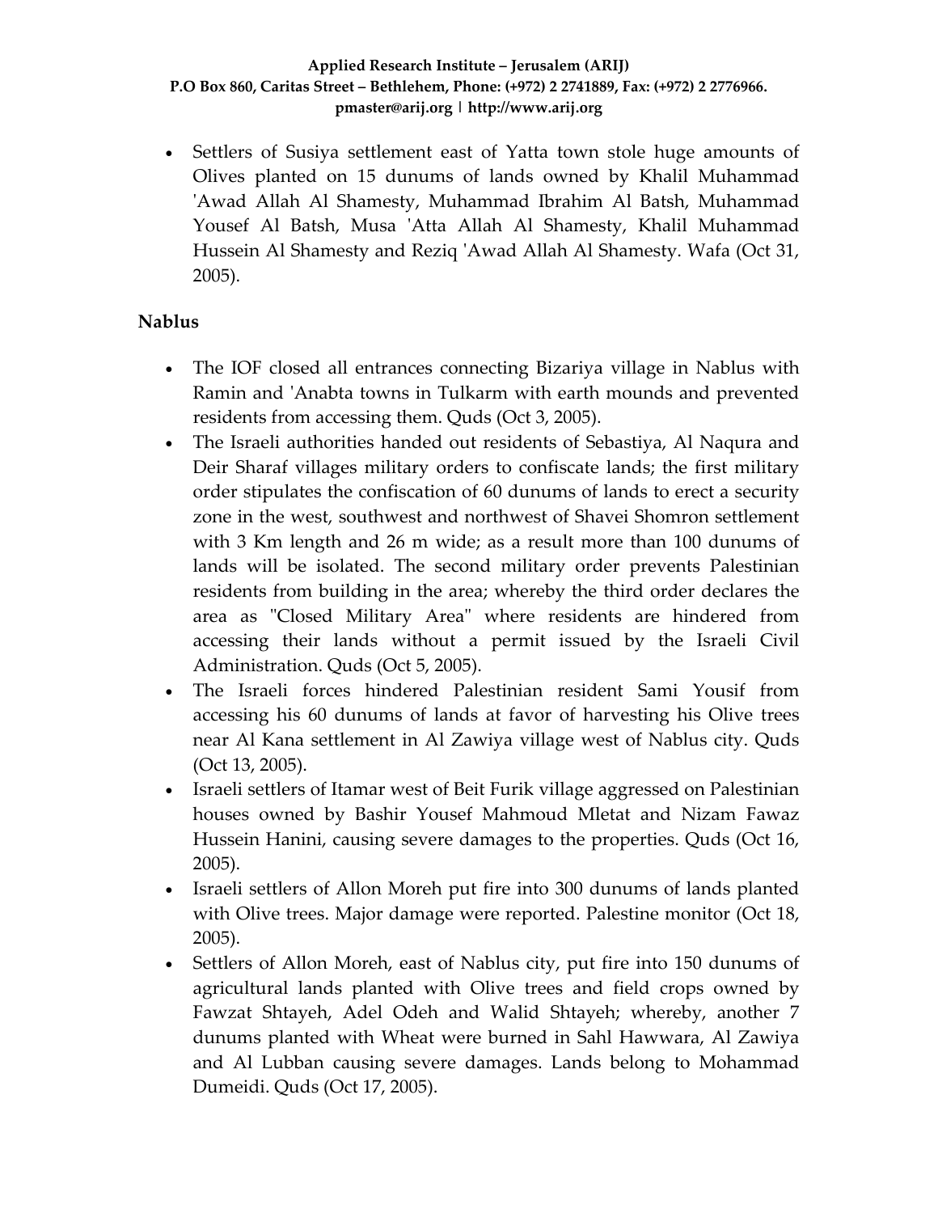- Settlers of Susiya settlement east of Yatta town stole huge amounts of Olives planted on 15 dunums of lands owned by Khalil Muhammad 'Awad Allah Al Shamesty, Muhammad Ibrahim Al Batsh, Muhammad Yousef Al Batsh, Musa 'Atta Allah Al Shamesty, Khalil Muhammad Hussein Al Shamesty and Reziq 'Awad Allah Al Shamesty. Wafa (Oct 31, 2005).

**Nablus**

- The IOF closed all entrances connecting Bizariya village in Nablus with Ramin and 'Anabta towns in Tulkarm with earth mounds and prevented residents from accessing them. Quds (Oct 3, 2005).
- The Israeli authorities handed out residents of Sebastiya, Al Naqura and Deir Sharaf villages military orders to confiscate lands; the first military order stipulates the confiscation of 60 dunums of lands to erect a security zone in the west, southwest and northwest of Shavei Shomron settlement with 3 Km length and 26 m wide; as a result more than 100 dunums of lands will be isolated. The second military order prevents Palestinian residents from building in the area; whereby the third order declares the area as "Closed Military Area" where residents are hindered from accessing their lands without a permit issued by the Israeli Civil Administration. Quds (Oct 5, 2005).
- The Israeli forces hindered Palestinian resident Sami Yousif from accessing his 60 dunums of lands at favor of harvesting his Olive trees near Al Kana settlement in Al Zawiya village west of Nablus city. Quds (Oct 13, 2005).
- Israeli settlers of Itamar west of Beit Furik village aggressed on Palestinian houses owned by Bashir Yousef Mahmoud Mletat and Nizam Fawaz Hussein Hanini, causing severe damages to the properties. Quds (Oct 16, 2005).
- Israeli settlers of Allon Moreh put fire into 300 dunums of lands planted with Olive trees. Major damage were reported. Palestine monitor (Oct 18, 2005).
- Settlers of Allon Moreh, east of Nablus city, put fire into 150 dunums of agricultural lands planted with Olive trees and field crops owned by Fawzat Shtayeh, Adel Odeh and Walid Shtayeh; whereby, another 7 dunums planted with Wheat were burned in Sahl Hawwara, Al Zawiya and Al Lubban causing severe damages. Lands belong to Mohammad Dumeidi. Quds (Oct 17, 2005).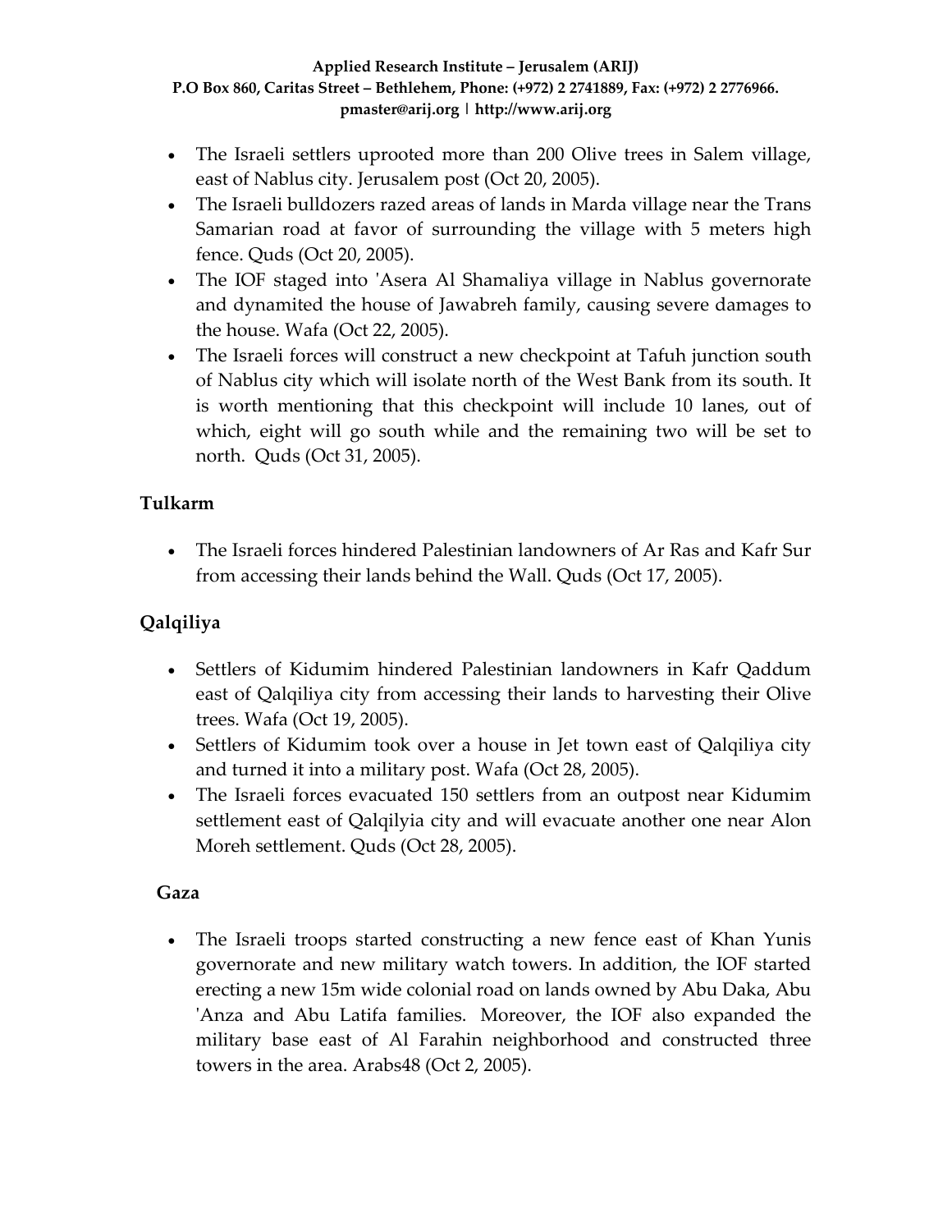- The Israeli settlers uprooted more than 200 Olive trees in Salem village, east of Nablus city. Jerusalem post (Oct 20, 2005).
- The Israeli bulldozers razed areas of lands in Marda village near the Trans Samarian road at favor of surrounding the village with 5 meters high fence. Quds (Oct 20, 2005).
- The IOF staged into 'Asera Al Shamaliya village in Nablus governorate and dynamited the house of Jawabreh family, causing severe damages to the house. Wafa (Oct 22, 2005).
- The Israeli forces will construct a new checkpoint at Tafuh junction south of Nablus city which will isolate north of the West Bank from its south. It is worth mentioning that this checkpoint will include 10 lanes, out of which, eight will go south while and the remaining two will be set to north. Quds (Oct 31, 2005).

## Tulkarm

- The Israeli forces hindered Palestinian landowners of Ar Ras and Kafr Sur from accessing their lands behind the Wall. Quds (Oct 17, 2005).

## Qalqiliya

- Settlers of Kidumim hindered Palestinian landowners in Kafr Qaddum east of Qalqiliya city from accessing their lands to harvesting their Olive trees. Wafa (Oct 19, 2005).
- Settlers of Kidumim took over a house in Jet town east of Qalqiliya city and turned it into a military post. Wafa (Oct 28, 2005).
- The Israeli forces evacuated 150 settlers from an outpost near Kidumim settlement east of Qalqilyia city and will evacuate another one near Alon Moreh settlement. Quds (Oct 28, 2005).

## Gaza

- The Israeli troops started constructing a new fence east of Khan Yunis governorate and new military watch towers. In addition, the IOF started erecting a new 15m wide colonial road on lands owned by Abu Daka, Abu 'Anza and Abu Latifa families. Moreover, the IOF also expanded the military base east of Al Farahin neighborhood and constructed three towers in the area. Arabs48 (Oct 2, 2005).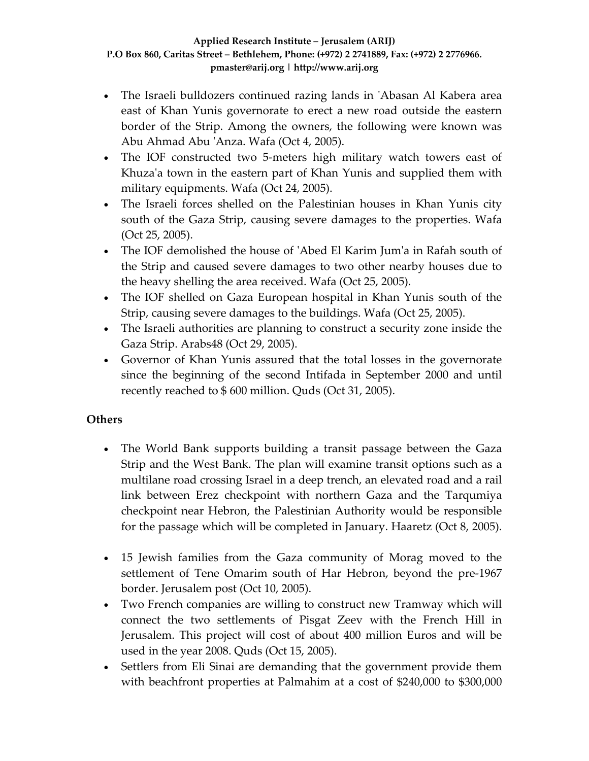- The Israeli bulldozers continued razing lands in 'Abasan Al Kabera area east of Khan Yunis governorate to erect a new road outside the eastern border of the Strip. Among the owners, the following were known was Abu Ahmad Abu 'Anza. Wafa (Oct 4, 2005).
- The IOF constructed two 5-meters high military watch towers east of Khuza'a town in the eastern part of Khan Yunis and supplied them with military equipments. Wafa (Oct 24, 2005).
- The Israeli forces shelled on the Palestinian houses in Khan Yunis city south of the Gaza Strip, causing severe damages to the properties. Wafa (Oct 25, 2005).
- The IOF demolished the house of 'Abed El Karim Jum'a in Rafah south of the Strip and caused severe damages to two other nearby houses due to the heavy shelling the area received. Wafa (Oct 25, 2005).
- The IOF shelled on Gaza European hospital in Khan Yunis south of the Strip, causing severe damages to the buildings. Wafa (Oct 25, 2005).
- The Israeli authorities are planning to construct a security zone inside the Gaza Strip. Arabs48 (Oct 29, 2005).
- Governor of Khan Yunis assured that the total losses in the governorate since the beginning of the second Intifada in September 2000 and until recently reached to $ 600 million. Quds (Oct 31, 2005).

**Others**

- The World Bank supports building a transit passage between the Gaza Strip and the West Bank. The plan will examine transit options such as a multilane road crossing Israel in a deep trench, an elevated road and a rail link between Erez checkpoint with northern Gaza and the Tarqumiya checkpoint near Hebron, the Palestinian Authority would be responsible for the passage which will be completed in January. Haaretz (Oct 8, 2005).

- 15 Jewish families from the Gaza community of Morag moved to the settlement of Tene Omarim south of Har Hebron, beyond the pre-1967 border. Jerusalem post (Oct 10, 2005).
- Two French companies are willing to construct new Tramway which will connect the two settlements of Pisgat Zeev with the French Hill in Jerusalem. This project will cost of about 400 million Euros and will be used in the year 2008. Quds (Oct 15, 2005).
- Settlers from Eli Sinai are demanding that the government provide them with beachfront properties at Palmahim at a cost of $240,000 to $300,000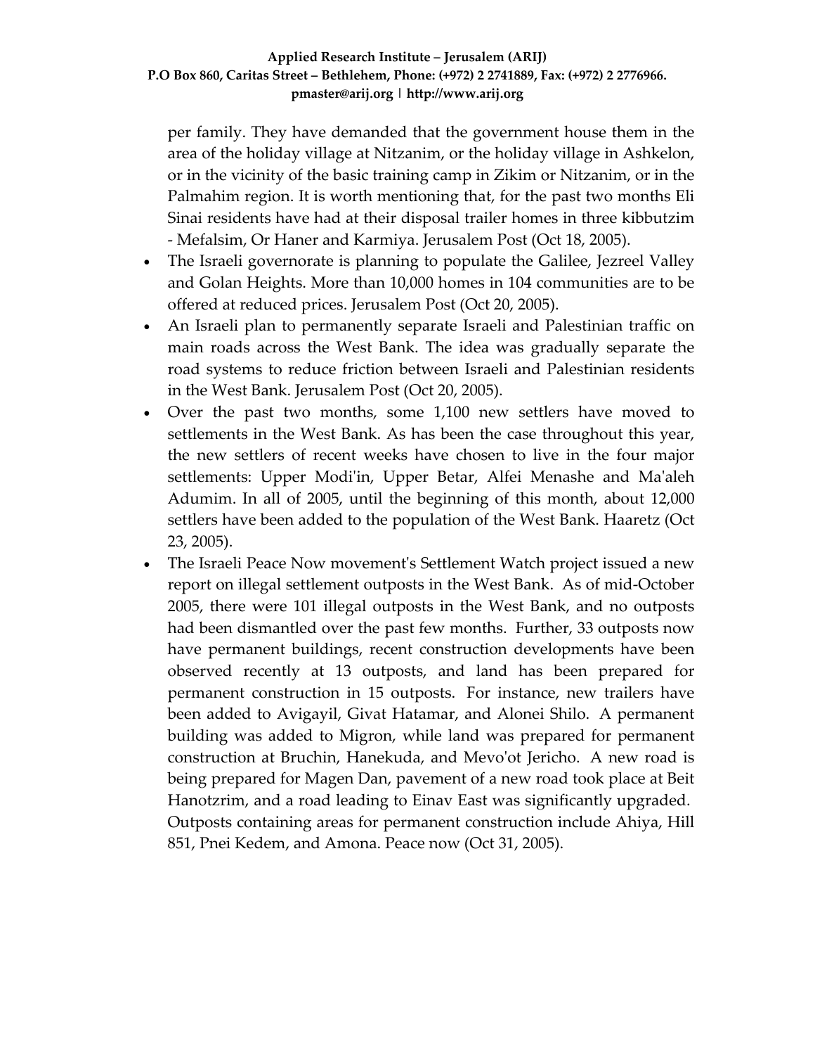per family. They have demanded that the government house them in the area of the holiday village at Nitzanim, or the holiday village in Ashkelon, or in the vicinity of the basic training camp in Zikim or Nitzanim, or in the Palmahim region. It is worth mentioning that, for the past two months Eli Sinai residents have had at their disposal trailer homes in three kibbutzim - Mefalsim, Or Haner and Karmiya. Jerusalem Post (Oct 18, 2005).

- The Israeli governorate is planning to populate the Galilee, Jezreel Valley and Golan Heights. More than 10,000 homes in 104 communities are to be offered at reduced prices. Jerusalem Post (Oct 20, 2005).
- An Israeli plan to permanently separate Israeli and Palestinian traffic on main roads across the West Bank. The idea was gradually separate the road systems to reduce friction between Israeli and Palestinian residents in the West Bank. Jerusalem Post (Oct 20, 2005).
- Over the past two months, some 1,100 new settlers have moved to settlements in the West Bank. As has been the case throughout this year, the new settlers of recent weeks have chosen to live in the four major settlements: Upper Modi'in, Upper Betar, Alfei Menashe and Ma'aleh Adumim. In all of 2005, until the beginning of this month, about 12,000 settlers have been added to the population of the West Bank. Haaretz (Oct 23, 2005).
- The Israeli Peace Now movement's Settlement Watch project issued a new report on illegal settlement outposts in the West Bank. As of mid-October 2005, there were 101 illegal outposts in the West Bank, and no outposts had been dismantled over the past few months. Further, 33 outposts now have permanent buildings, recent construction developments have been observed recently at 13 outposts, and land has been prepared for permanent construction in 15 outposts. For instance, new trailers have been added to Avigayil, Givat Hatamar, and Alonei Shilo. A permanent building was added to Migron, while land was prepared for permanent construction at Bruchin, Hanekuda, and Mevo'ot Jericho. A new road is being prepared for Magen Dan, pavement of a new road took place at Beit Hanotzrim, and a road leading to Einav East was significantly upgraded. Outposts containing areas for permanent construction include Ahiya, Hill 851, Pnei Kedem, and Amona. Peace now (Oct 31, 2005).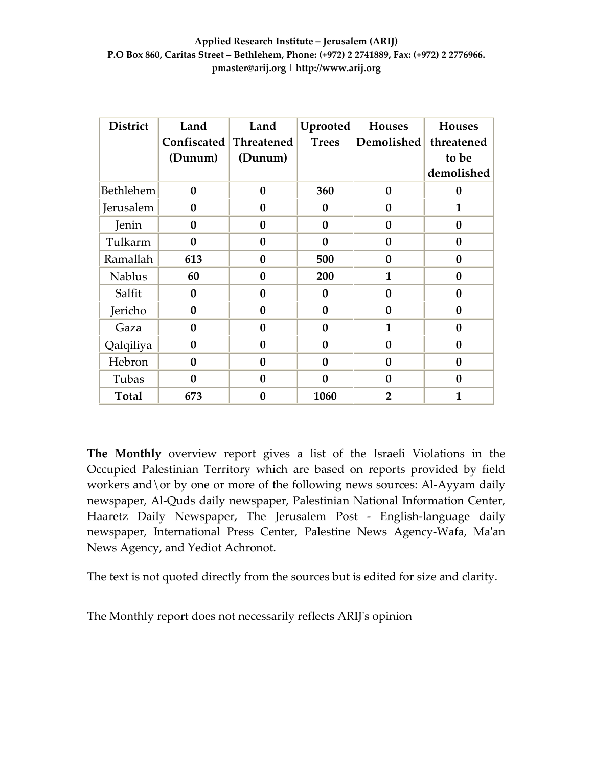| District | Land Confiscated (Dunum) | Land Threatened (Dunum) | Uprooted Trees | Houses Demolished | Houses threatened to be demolished |
|---|---|---|---|---|---|
| Bethlehem | **0** | **0** | **360** | **0** | **0** |
| Jerusalem | **0** | **0** | **0** | **0** | **1** |
| Jenin | **0** | **0** | **0** | **0** | **0** |
| Tulkarm | **0** | **0** | **0** | **0** | **0** |
| Ramallah | **613** | **0** | **500** | **0** | **0** |
| Nablus | **60** | **0** | **200** | **1** | **0** |
| Salfit | **0** | **0** | **0** | **0** | **0** |
| Jericho | **0** | **0** | **0** | **0** | **0** |
| Gaza | **0** | **0** | **0** | **1** | **0** |
| Qalqiliya | **0** | **0** | **0** | **0** | **0** |
| Hebron | **0** | **0** | **0** | **0** | **0** |
| Tubas | **0** | **0** | **0** | **0** | **0** |
| **Total** | **673** | **0** | **1060** | **2** | **1** |

**The Monthly** overview report gives a list of the Israeli Violations in the Occupied Palestinian Territory which are based on reports provided by field workers and\or by one or more of the following news sources: Al-Ayyam daily newspaper, Al-Quds daily newspaper, Palestinian National Information Center, Haaretz Daily Newspaper, The Jerusalem Post - English-language daily newspaper, International Press Center, Palestine News Agency-Wafa, Ma'an News Agency, and Yediot Achronot.

The text is not quoted directly from the sources but is edited for size and clarity.

The Monthly report does not necessarily reflects ARIJ's opinion